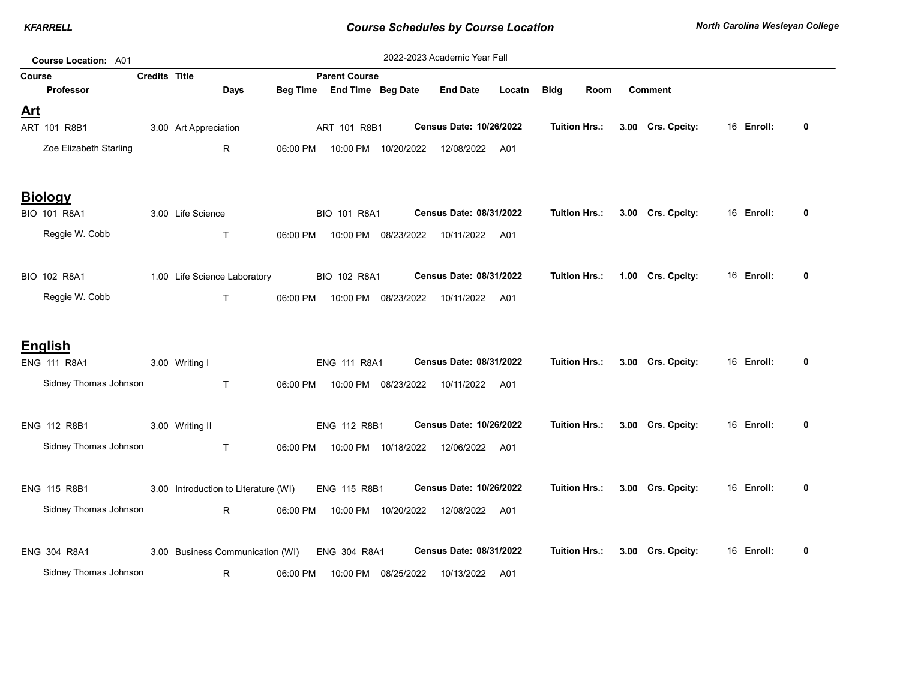# Course Schedules by Course Location

North Carolina Wesleyan College

**Course Location:** A01

2022-2023 Academic Year Fall

| Course / Professor | Credits | Title / Days | Beg Time | Parent Course / End Time | Beg Date | End Date | Locatn | Bldg | Room | Comment |
|---|---|---|---|---|---|---|---|---|---|---|

## Art

| Course / Professor | Credits | Title / Days | Beg Time | Parent Course / End Time | Beg Date | End Date | Locatn | Details |
|---|---|---|---|---|---|---|---|---|
| ART 101 R8B1 | 3.00 | Art Appreciation | | ART 101 R8B1 | **Census Date: 10/26/2022** | | | **Tuition Hrs.:** **3.00** **Crs. Cpcity:** 16 **Enroll:** **0** |
| Zoe Elizabeth Starling | | R | 06:00 PM | 10:00 PM | 10/20/2022 | 12/08/2022 | A01 | |

## Biology

| Course / Professor | Credits | Title / Days | Beg Time | Parent Course / End Time | Beg Date | End Date | Locatn | Details |
|---|---|---|---|---|---|---|---|---|
| BIO 101 R8A1 | 3.00 | Life Science | | BIO 101 R8A1 | **Census Date: 08/31/2022** | | | **Tuition Hrs.:** **3.00** **Crs. Cpcity:** 16 **Enroll:** **0** |
| Reggie W. Cobb | | T | 06:00 PM | 10:00 PM | 08/23/2022 | 10/11/2022 | A01 | |
| BIO 102 R8A1 | 1.00 | Life Science Laboratory | | BIO 102 R8A1 | **Census Date: 08/31/2022** | | | **Tuition Hrs.:** **1.00** **Crs. Cpcity:** 16 **Enroll:** **0** |
| Reggie W. Cobb | | T | 06:00 PM | 10:00 PM | 08/23/2022 | 10/11/2022 | A01 | |

## English

| Course / Professor | Credits | Title / Days | Beg Time | Parent Course / End Time | Beg Date | End Date | Locatn | Details |
|---|---|---|---|---|---|---|---|---|
| ENG 111 R8A1 | 3.00 | Writing I | | ENG 111 R8A1 | **Census Date: 08/31/2022** | | | **Tuition Hrs.:** **3.00** **Crs. Cpcity:** 16 **Enroll:** **0** |
| Sidney Thomas Johnson | | T | 06:00 PM | 10:00 PM | 08/23/2022 | 10/11/2022 | A01 | |
| ENG 112 R8B1 | 3.00 | Writing II | | ENG 112 R8B1 | **Census Date: 10/26/2022** | | | **Tuition Hrs.:** **3.00** **Crs. Cpcity:** 16 **Enroll:** **0** |
| Sidney Thomas Johnson | | T | 06:00 PM | 10:00 PM | 10/18/2022 | 12/06/2022 | A01 | |
| ENG 115 R8B1 | 3.00 | Introduction to Literature (WI) | | ENG 115 R8B1 | **Census Date: 10/26/2022** | | | **Tuition Hrs.:** **3.00** **Crs. Cpcity:** 16 **Enroll:** **0** |
| Sidney Thomas Johnson | | R | 06:00 PM | 10:00 PM | 10/20/2022 | 12/08/2022 | A01 | |
| ENG 304 R8A1 | 3.00 | Business Communication (WI) | | ENG 304 R8A1 | **Census Date: 08/31/2022** | | | **Tuition Hrs.:** **3.00** **Crs. Cpcity:** 16 **Enroll:** **0** |
| Sidney Thomas Johnson | | R | 06:00 PM | 10:00 PM | 08/25/2022 | 10/13/2022 | A01 | |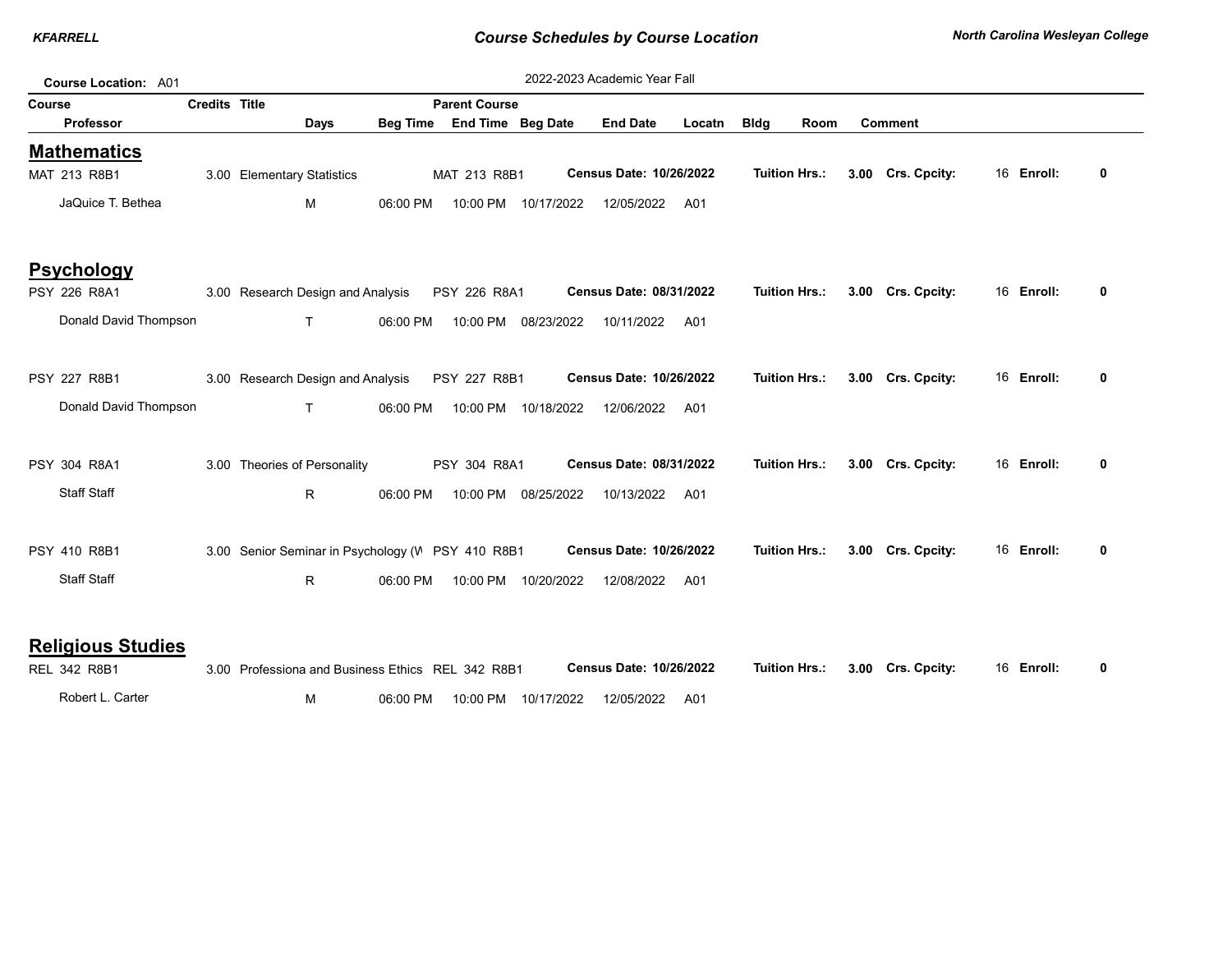## Course Schedules by Course Location

North Carolina Wesleyan College

**Course Location:** A01

2022-2023 Academic Year Fall

| Course | Credits | Title | Parent Course | | | Census Date | Tuition Hrs. | Crs. Cpcity | Enroll |
|---|---|---|---|---|---|---|---|---|---|
| Professor | | Days | Beg Time | End Time | Beg Date | End Date | Locatn | Bldg | Room | Comment |

## Mathematics

| Course / Professor | Credits | Title / Days | Beg Time | Parent Course / End Time | Beg Date | End Date | Locatn | Census Date | Tuition Hrs. | Crs. Cpcity | Enroll |
|---|---|---|---|---|---|---|---|---|---|---|---|
| MAT 213 R8B1 | 3.00 | Elementary Statistics | | MAT 213 R8B1 | | | | 10/26/2022 | 3.00 | 16 | 0 |
| JaQuice T. Bethea | | M | 06:00 PM | 10:00 PM | 10/17/2022 | 12/05/2022 | A01 | | | | |

## Psychology

| Course / Professor | Credits | Title / Days | Beg Time | Parent Course / End Time | Beg Date | End Date | Locatn | Census Date | Tuition Hrs. | Crs. Cpcity | Enroll |
|---|---|---|---|---|---|---|---|---|---|---|---|
| PSY 226 R8A1 | 3.00 | Research Design and Analysis | | PSY 226 R8A1 | | | | 08/31/2022 | 3.00 | 16 | 0 |
| Donald David Thompson | | T | 06:00 PM | 10:00 PM | 08/23/2022 | 10/11/2022 | A01 | | | | |
| PSY 227 R8B1 | 3.00 | Research Design and Analysis | | PSY 227 R8B1 | | | | 10/26/2022 | 3.00 | 16 | 0 |
| Donald David Thompson | | T | 06:00 PM | 10:00 PM | 10/18/2022 | 12/06/2022 | A01 | | | | |
| PSY 304 R8A1 | 3.00 | Theories of Personality | | PSY 304 R8A1 | | | | 08/31/2022 | 3.00 | 16 | 0 |
| Staff Staff | | R | 06:00 PM | 10:00 PM | 08/25/2022 | 10/13/2022 | A01 | | | | |
| PSY 410 R8B1 | 3.00 | Senior Seminar in Psychology (W | | PSY 410 R8B1 | | | | 10/26/2022 | 3.00 | 16 | 0 |
| Staff Staff | | R | 06:00 PM | 10:00 PM | 10/20/2022 | 12/08/2022 | A01 | | | | |

## Religious Studies

| Course / Professor | Credits | Title / Days | Beg Time | Parent Course / End Time | Beg Date | End Date | Locatn | Census Date | Tuition Hrs. | Crs. Cpcity | Enroll |
|---|---|---|---|---|---|---|---|---|---|---|---|
| REL 342 R8B1 | 3.00 | Professiona and Business Ethics | | REL 342 R8B1 | | | | 10/26/2022 | 3.00 | 16 | 0 |
| Robert L. Carter | | M | 06:00 PM | 10:00 PM | 10/17/2022 | 12/05/2022 | A01 | | | | |